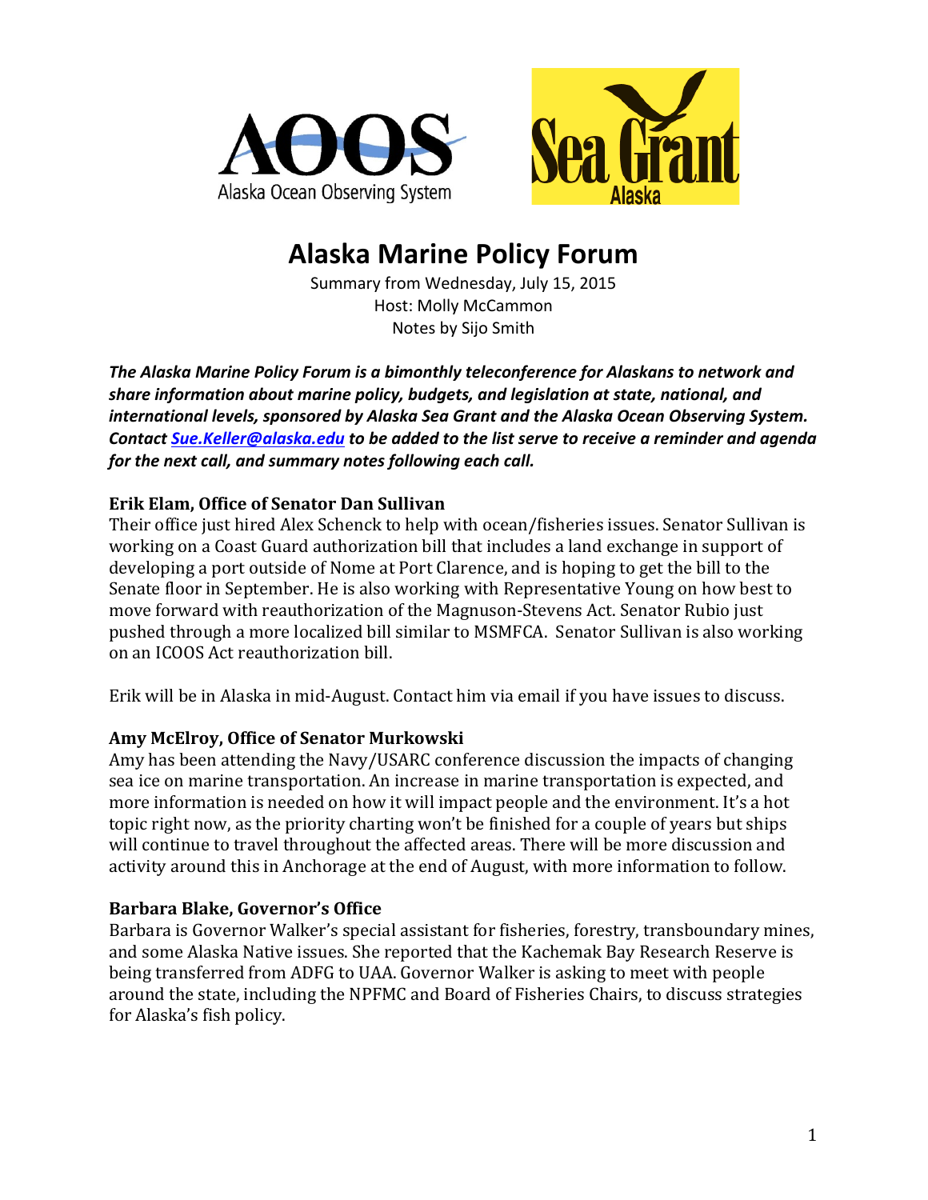# Alaska Marine Policy Forum

Summary from Wednesday, July 15, 2015
Host: Molly McCammon
Notes by Sijo Smith

***The Alaska Marine Policy Forum is a bimonthly teleconference for Alaskans to network and share information about marine policy, budgets, and legislation at state, national, and international levels, sponsored by Alaska Sea Grant and the Alaska Ocean Observing System. Contact [Sue.Keller@alaska.edu](mailto:Sue.Keller@alaska.edu) to be added to the list serve to receive a reminder and agenda for the next call, and summary notes following each call.***

### Erik Elam, Office of Senator Dan Sullivan

Their office just hired Alex Schenck to help with ocean/fisheries issues. Senator Sullivan is working on a Coast Guard authorization bill that includes a land exchange in support of developing a port outside of Nome at Port Clarence, and is hoping to get the bill to the Senate floor in September. He is also working with Representative Young on how best to move forward with reauthorization of the Magnuson-Stevens Act. Senator Rubio just pushed through a more localized bill similar to MSMFCA. Senator Sullivan is also working on an ICOOS Act reauthorization bill.

Erik will be in Alaska in mid-August. Contact him via email if you have issues to discuss.

### Amy McElroy, Office of Senator Murkowski

Amy has been attending the Navy/USARC conference discussion the impacts of changing sea ice on marine transportation. An increase in marine transportation is expected, and more information is needed on how it will impact people and the environment. It's a hot topic right now, as the priority charting won't be finished for a couple of years but ships will continue to travel throughout the affected areas. There will be more discussion and activity around this in Anchorage at the end of August, with more information to follow.

### Barbara Blake, Governor's Office

Barbara is Governor Walker's special assistant for fisheries, forestry, transboundary mines, and some Alaska Native issues. She reported that the Kachemak Bay Research Reserve is being transferred from ADFG to UAA. Governor Walker is asking to meet with people around the state, including the NPFMC and Board of Fisheries Chairs, to discuss strategies for Alaska's fish policy.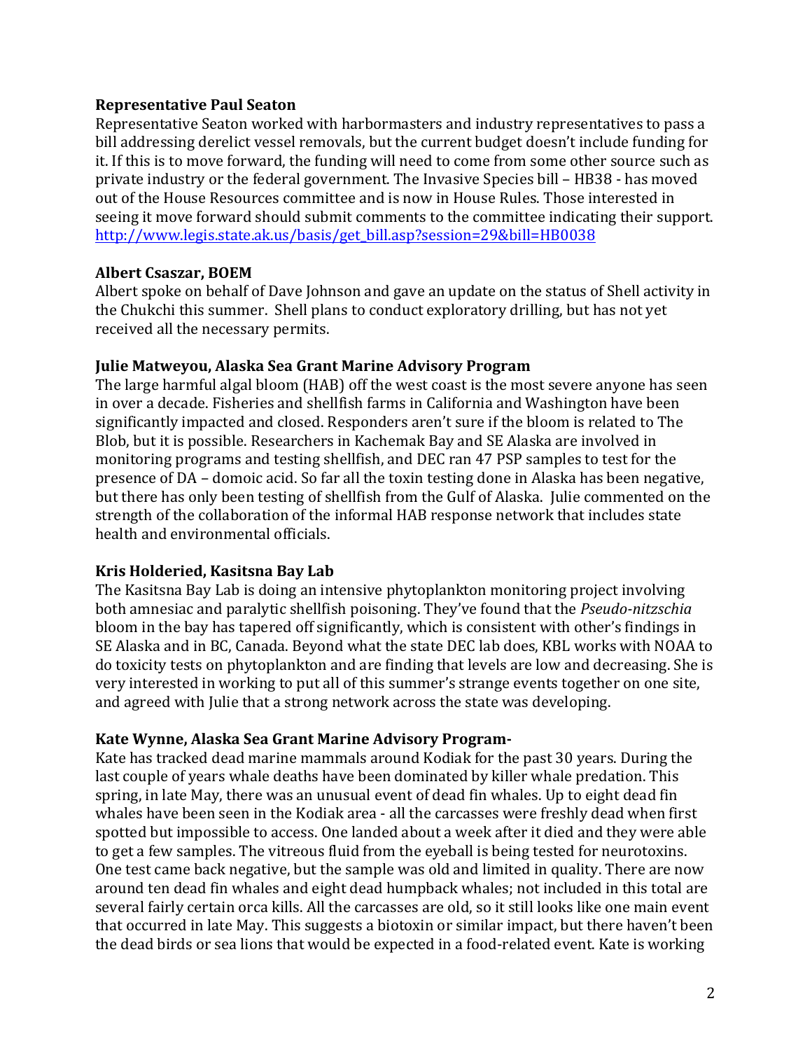**Representative Paul Seaton**
Representative Seaton worked with harbormasters and industry representatives to pass a bill addressing derelict vessel removals, but the current budget doesn't include funding for it. If this is to move forward, the funding will need to come from some other source such as private industry or the federal government. The Invasive Species bill – HB38 - has moved out of the House Resources committee and is now in House Rules. Those interested in seeing it move forward should submit comments to the committee indicating their support. http://www.legis.state.ak.us/basis/get_bill.asp?session=29&bill=HB0038

**Albert Csaszar, BOEM**
Albert spoke on behalf of Dave Johnson and gave an update on the status of Shell activity in the Chukchi this summer. Shell plans to conduct exploratory drilling, but has not yet received all the necessary permits.

**Julie Matweyou, Alaska Sea Grant Marine Advisory Program**
The large harmful algal bloom (HAB) off the west coast is the most severe anyone has seen in over a decade. Fisheries and shellfish farms in California and Washington have been significantly impacted and closed. Responders aren't sure if the bloom is related to The Blob, but it is possible. Researchers in Kachemak Bay and SE Alaska are involved in monitoring programs and testing shellfish, and DEC ran 47 PSP samples to test for the presence of DA – domoic acid. So far all the toxin testing done in Alaska has been negative, but there has only been testing of shellfish from the Gulf of Alaska. Julie commented on the strength of the collaboration of the informal HAB response network that includes state health and environmental officials.

**Kris Holderied, Kasitsna Bay Lab**
The Kasitsna Bay Lab is doing an intensive phytoplankton monitoring project involving both amnesiac and paralytic shellfish poisoning. They've found that the *Pseudo-nitzschia* bloom in the bay has tapered off significantly, which is consistent with other's findings in SE Alaska and in BC, Canada. Beyond what the state DEC lab does, KBL works with NOAA to do toxicity tests on phytoplankton and are finding that levels are low and decreasing. She is very interested in working to put all of this summer's strange events together on one site, and agreed with Julie that a strong network across the state was developing.

**Kate Wynne, Alaska Sea Grant Marine Advisory Program-**
Kate has tracked dead marine mammals around Kodiak for the past 30 years. During the last couple of years whale deaths have been dominated by killer whale predation. This spring, in late May, there was an unusual event of dead fin whales. Up to eight dead fin whales have been seen in the Kodiak area - all the carcasses were freshly dead when first spotted but impossible to access. One landed about a week after it died and they were able to get a few samples. The vitreous fluid from the eyeball is being tested for neurotoxins. One test came back negative, but the sample was old and limited in quality. There are now around ten dead fin whales and eight dead humpback whales; not included in this total are several fairly certain orca kills. All the carcasses are old, so it still looks like one main event that occurred in late May. This suggests a biotoxin or similar impact, but there haven't been the dead birds or sea lions that would be expected in a food-related event. Kate is working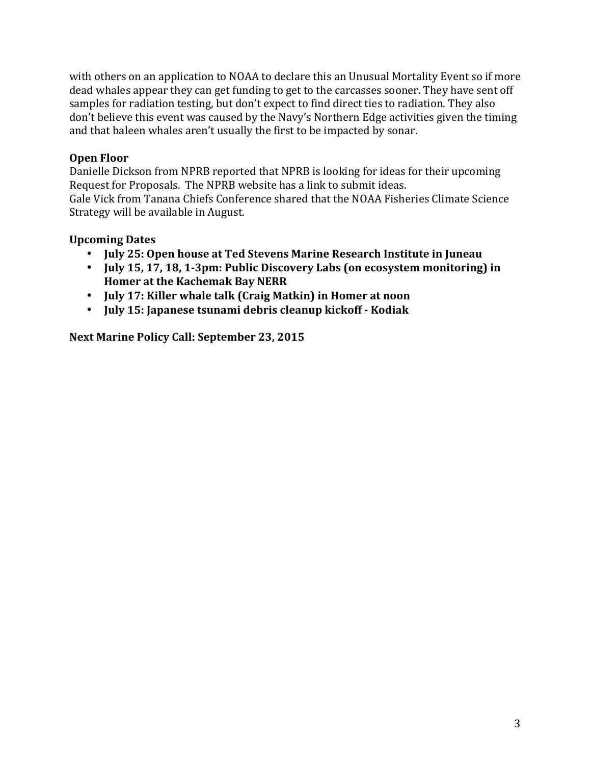with others on an application to NOAA to declare this an Unusual Mortality Event so if more dead whales appear they can get funding to get to the carcasses sooner. They have sent off samples for radiation testing, but don't expect to find direct ties to radiation. They also don't believe this event was caused by the Navy's Northern Edge activities given the timing and that baleen whales aren't usually the first to be impacted by sonar.

**Open Floor**

Danielle Dickson from NPRB reported that NPRB is looking for ideas for their upcoming Request for Proposals. The NPRB website has a link to submit ideas.
Gale Vick from Tanana Chiefs Conference shared that the NOAA Fisheries Climate Science Strategy will be available in August.

**Upcoming Dates**

- **July 25: Open house at Ted Stevens Marine Research Institute in Juneau**
- **July 15, 17, 18, 1-3pm: Public Discovery Labs (on ecosystem monitoring) in Homer at the Kachemak Bay NERR**
- **July 17: Killer whale talk (Craig Matkin) in Homer at noon**
- **July 15: Japanese tsunami debris cleanup kickoff - Kodiak**

**Next Marine Policy Call: September 23, 2015**